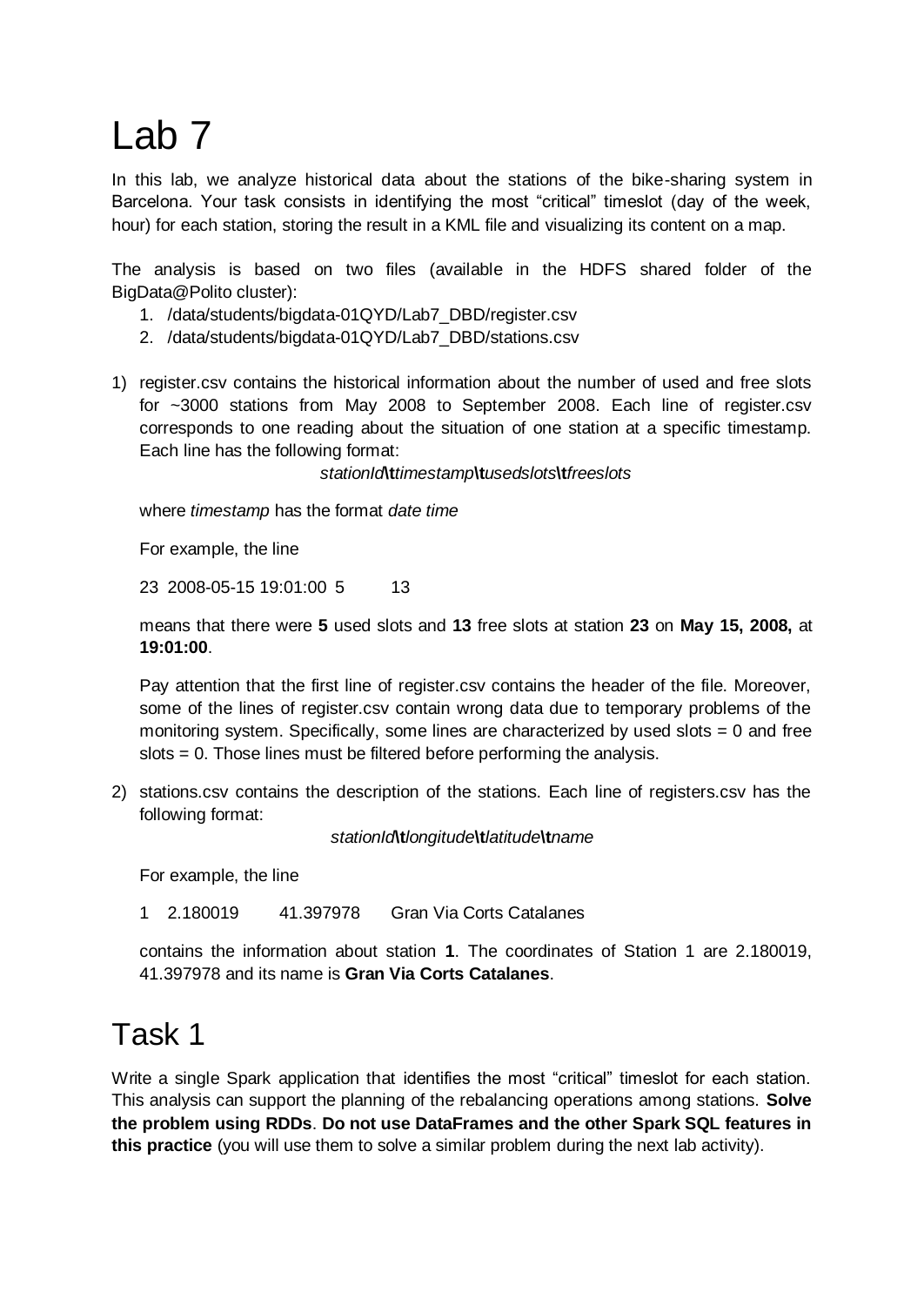# Lab 7

In this lab, we analyze historical data about the stations of the bike-sharing system in Barcelona. Your task consists in identifying the most "critical" timeslot (day of the week, hour) for each station, storing the result in a KML file and visualizing its content on a map.

The analysis is based on two files (available in the HDFS shared folder of the BigData@Polito cluster):

1. /data/students/bigdata-01QYD/Lab7_DBD/register.csv
2. /data/students/bigdata-01QYD/Lab7_DBD/stations.csv

1) register.csv contains the historical information about the number of used and free slots for ~3000 stations from May 2008 to September 2008. Each line of register.csv corresponds to one reading about the situation of one station at a specific timestamp. Each line has the following format:

   *stationId***\t***timestamp***\t***usedslots***\t***freeslots*

   where *timestamp* has the format *date time*

   For example, the line

   23	2008-05-15 19:01:00	5	13

   means that there were **5** used slots and **13** free slots at station **23** on **May 15, 2008,** at **19:01:00**.

   Pay attention that the first line of register.csv contains the header of the file. Moreover, some of the lines of register.csv contain wrong data due to temporary problems of the monitoring system. Specifically, some lines are characterized by used slots = 0 and free slots = 0. Those lines must be filtered before performing the analysis.

2) stations.csv contains the description of the stations. Each line of registers.csv has the following format:

   *stationId***\t***longitude***\t***latitude***\t***name*

   For example, the line

   1	2.180019	41.397978	Gran Via Corts Catalanes

   contains the information about station **1**. The coordinates of Station 1 are 2.180019, 41.397978 and its name is **Gran Via Corts Catalanes**.

# Task 1

Write a single Spark application that identifies the most "critical" timeslot for each station. This analysis can support the planning of the rebalancing operations among stations. **Solve the problem using RDDs**. **Do not use DataFrames and the other Spark SQL features in this practice** (you will use them to solve a similar problem during the next lab activity).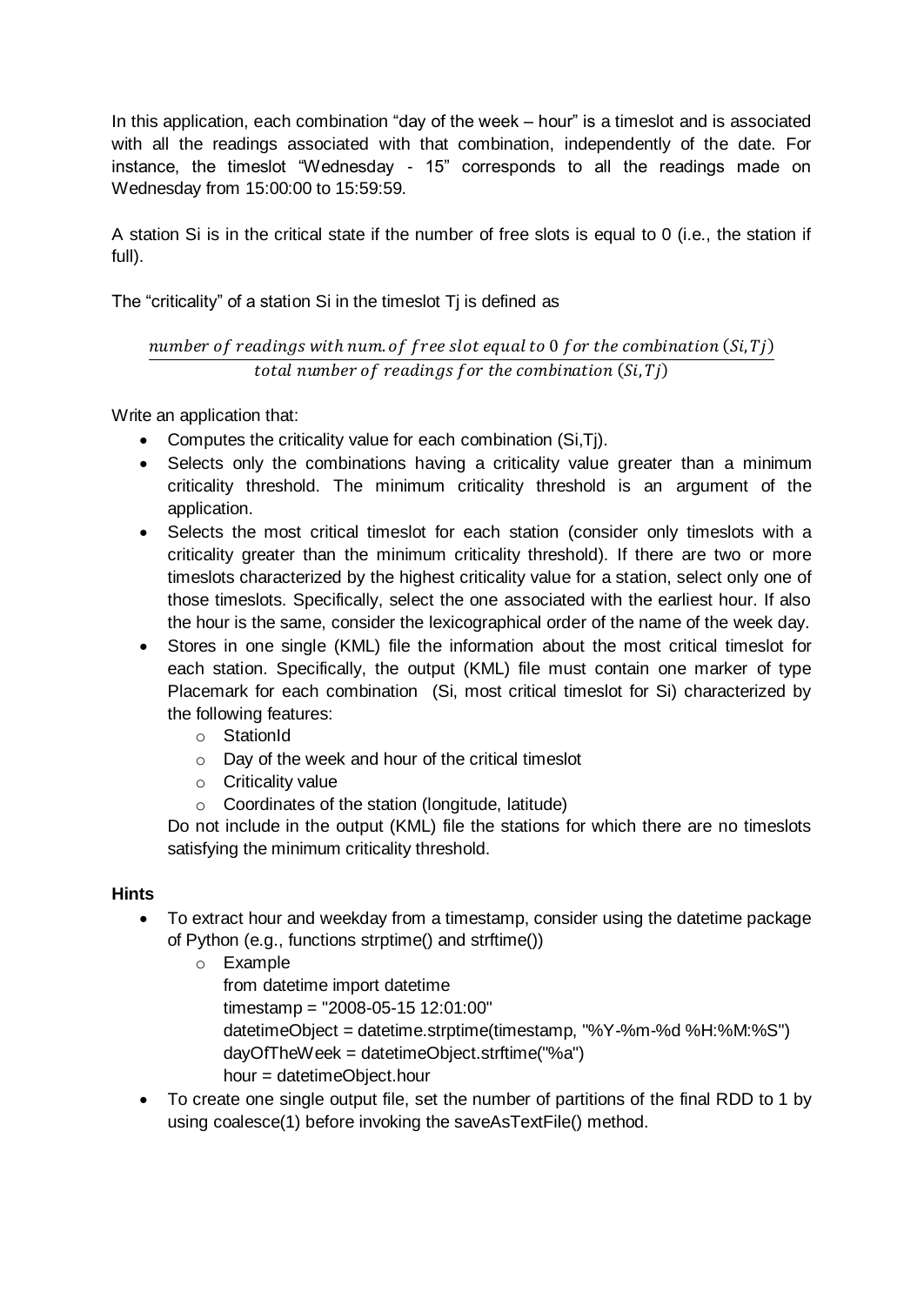In this application, each combination "day of the week – hour" is a timeslot and is associated with all the readings associated with that combination, independently of the date. For instance, the timeslot "Wednesday - 15" corresponds to all the readings made on Wednesday from 15:00:00 to 15:59:59.

A station Si is in the critical state if the number of free slots is equal to 0 (i.e., the station if full).

The "criticality" of a station Si in the timeslot Tj is defined as

$$\frac{number\ of\ readings\ with\ num.of\ free\ slot\ equal\ to\ 0\ for\ the\ combination\ (Si,Tj)}{total\ number\ of\ readings\ for\ the\ combination\ (Si,Tj)}$$

Write an application that:

- Computes the criticality value for each combination (Si,Tj).
- Selects only the combinations having a criticality value greater than a minimum criticality threshold. The minimum criticality threshold is an argument of the application.
- Selects the most critical timeslot for each station (consider only timeslots with a criticality greater than the minimum criticality threshold). If there are two or more timeslots characterized by the highest criticality value for a station, select only one of those timeslots. Specifically, select the one associated with the earliest hour. If also the hour is the same, consider the lexicographical order of the name of the week day.
- Stores in one single (KML) file the information about the most critical timeslot for each station. Specifically, the output (KML) file must contain one marker of type Placemark for each combination (Si, most critical timeslot for Si) characterized by the following features:
    - StationId
    - Day of the week and hour of the critical timeslot
    - Criticality value
    - Coordinates of the station (longitude, latitude)

  Do not include in the output (KML) file the stations for which there are no timeslots satisfying the minimum criticality threshold.

**Hints**

- To extract hour and weekday from a timestamp, consider using the datetime package of Python (e.g., functions strptime() and strftime())
    - Example

```
from datetime import datetime
timestamp = "2008-05-15 12:01:00"
datetimeObject = datetime.strptime(timestamp, "%Y-%m-%d %H:%M:%S")
dayOfTheWeek = datetimeObject.strftime("%a")
hour = datetimeObject.hour
```

- To create one single output file, set the number of partitions of the final RDD to 1 by using coalesce(1) before invoking the saveAsTextFile() method.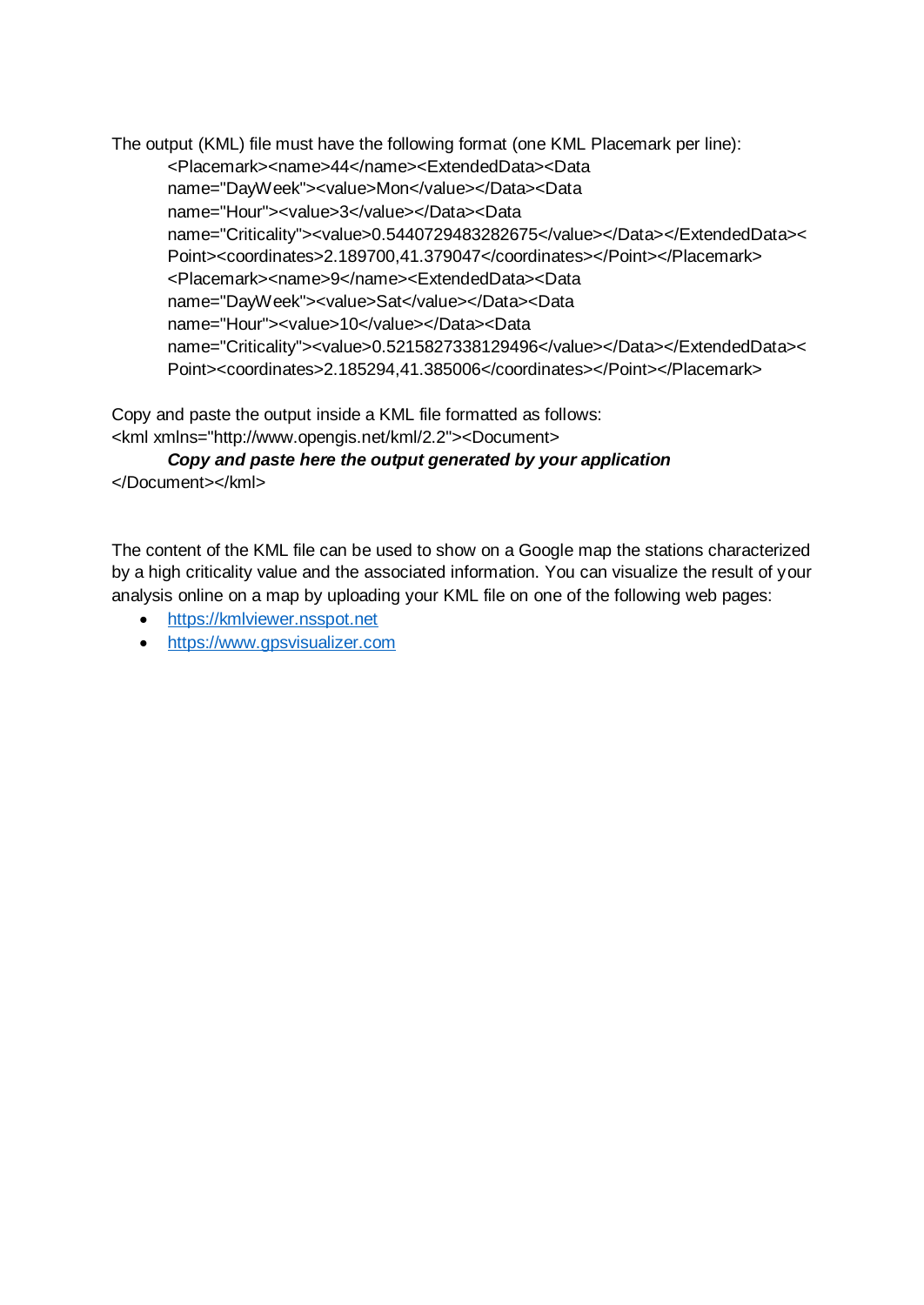The output (KML) file must have the following format (one KML Placemark per line):

```
<Placemark><name>44</name><ExtendedData><Data name="DayWeek"><value>Mon</value></Data><Data name="Hour"><value>3</value></Data><Data name="Criticality"><value>0.5440729483282675</value></Data></ExtendedData><Point><coordinates>2.189700,41.379047</coordinates></Point></Placemark>
<Placemark><name>9</name><ExtendedData><Data name="DayWeek"><value>Sat</value></Data><Data name="Hour"><value>10</value></Data><Data name="Criticality"><value>0.5215827338129496</value></Data></ExtendedData><Point><coordinates>2.185294,41.385006</coordinates></Point></Placemark>
```

Copy and paste the output inside a KML file formatted as follows:

```
<kml xmlns="http://www.opengis.net/kml/2.2"><Document>
```

***Copy and paste here the output generated by your application***

```
</Document></kml>
```

The content of the KML file can be used to show on a Google map the stations characterized by a high criticality value and the associated information. You can visualize the result of your analysis online on a map by uploading your KML file on one of the following web pages:

- https://kmlviewer.nsspot.net
- https://www.gpsvisualizer.com